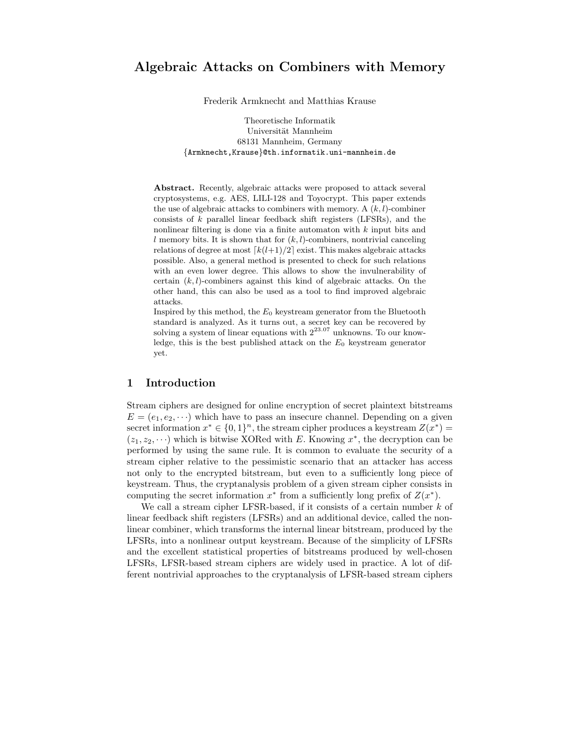# Algebraic Attacks on Combiners with Memory

Frederik Armknecht and Matthias Krause

Theoretische Informatik
Universität Mannheim
68131 Mannheim, Germany
{Armknecht,Krause}@th.informatik.uni-mannheim.de

**Abstract.** Recently, algebraic attacks were proposed to attack several cryptosystems, e.g. AES, LILI-128 and Toyocrypt. This paper extends the use of algebraic attacks to combiners with memory. A $(k, l)$-combiner consists of $k$ parallel linear feedback shift registers (LFSRs), and the nonlinear filtering is done via a finite automaton with $k$ input bits and $l$ memory bits. It is shown that for $(k, l)$-combiners, nontrivial canceling relations of degree at most $\lceil k(l+1)/2 \rceil$ exist. This makes algebraic attacks possible. Also, a general method is presented to check for such relations with an even lower degree. This allows to show the invulnerability of certain $(k, l)$-combiners against this kind of algebraic attacks. On the other hand, this can also be used as a tool to find improved algebraic attacks.

Inspired by this method, the $E_0$ keystream generator from the Bluetooth standard is analyzed. As it turns out, a secret key can be recovered by solving a system of linear equations with $2^{23.07}$ unknowns. To our knowledge, this is the best published attack on the $E_0$ keystream generator yet.

## 1 Introduction

Stream ciphers are designed for online encryption of secret plaintext bitstreams $E = (e_1, e_2, \cdots)$ which have to pass an insecure channel. Depending on a given secret information $x^* \in \{0, 1\}^n$, the stream cipher produces a keystream $Z(x^*) = (z_1, z_2, \cdots)$ which is bitwise XORed with $E$. Knowing $x^*$, the decryption can be performed by using the same rule. It is common to evaluate the security of a stream cipher relative to the pessimistic scenario that an attacker has access not only to the encrypted bitstream, but even to a sufficiently long piece of keystream. Thus, the cryptanalysis problem of a given stream cipher consists in computing the secret information $x^*$ from a sufficiently long prefix of $Z(x^*)$.

We call a stream cipher LFSR-based, if it consists of a certain number $k$ of linear feedback shift registers (LFSRs) and an additional device, called the nonlinear combiner, which transforms the internal linear bitstream, produced by the LFSRs, into a nonlinear output keystream. Because of the simplicity of LFSRs and the excellent statistical properties of bitstreams produced by well-chosen LFSRs, LFSR-based stream ciphers are widely used in practice. A lot of different nontrivial approaches to the cryptanalysis of LFSR-based stream ciphers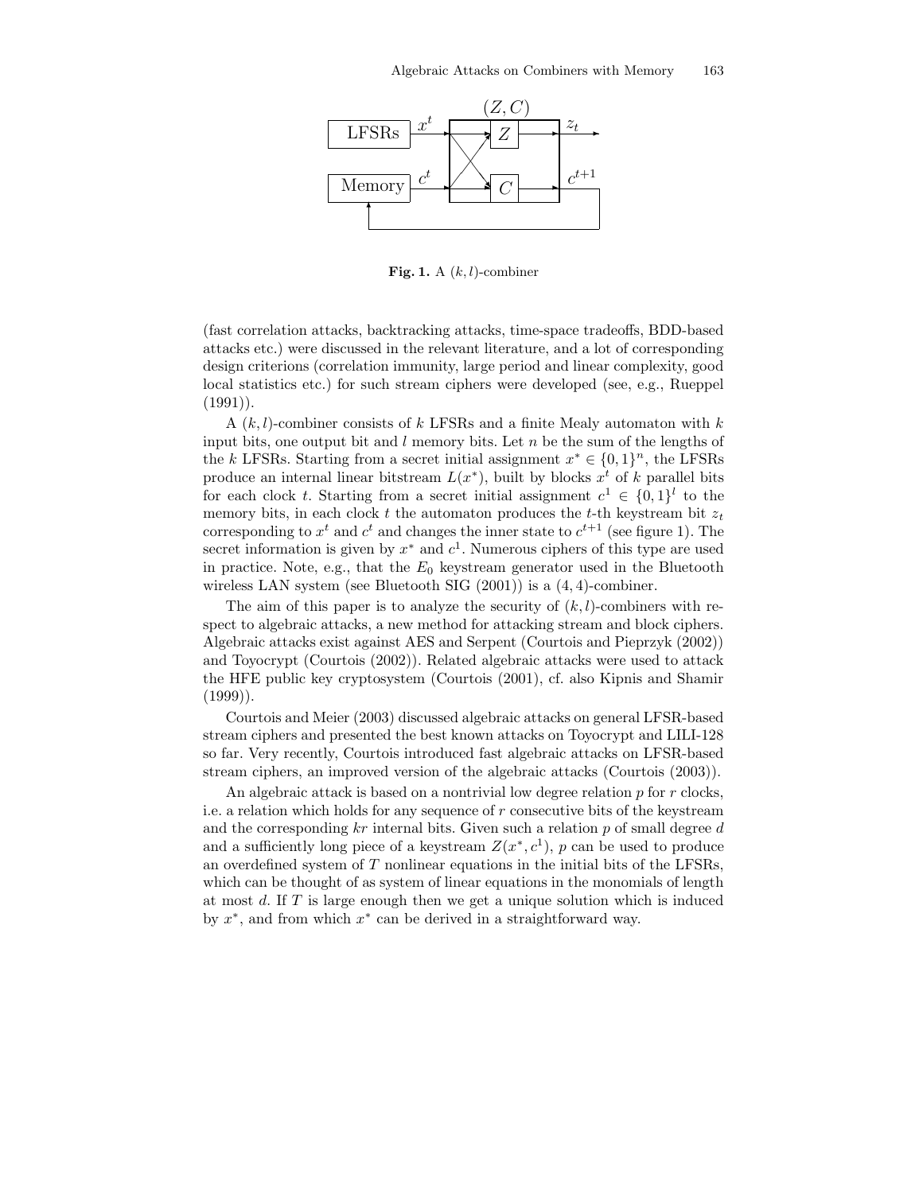**Fig. 1.** A $(k, l)$-combiner

(fast correlation attacks, backtracking attacks, time-space tradeoffs, BDD-based attacks etc.) were discussed in the relevant literature, and a lot of corresponding design criterions (correlation immunity, large period and linear complexity, good local statistics etc.) for such stream ciphers were developed (see, e.g., Rueppel (1991)).

A $(k, l)$-combiner consists of $k$ LFSRs and a finite Mealy automaton with $k$ input bits, one output bit and $l$ memory bits. Let $n$ be the sum of the lengths of the $k$ LFSRs. Starting from a secret initial assignment $x^* \in \{0,1\}^n$, the LFSRs produce an internal linear bitstream $L(x^*)$, built by blocks $x^t$ of $k$ parallel bits for each clock $t$. Starting from a secret initial assignment $c^1 \in \{0,1\}^l$ to the memory bits, in each clock $t$ the automaton produces the $t$-th keystream bit $z_t$ corresponding to $x^t$ and $c^t$ and changes the inner state to $c^{t+1}$ (see figure 1). The secret information is given by $x^*$ and $c^1$. Numerous ciphers of this type are used in practice. Note, e.g., that the $E_0$ keystream generator used in the Bluetooth wireless LAN system (see Bluetooth SIG (2001)) is a $(4, 4)$-combiner.

The aim of this paper is to analyze the security of $(k, l)$-combiners with respect to algebraic attacks, a new method for attacking stream and block ciphers. Algebraic attacks exist against AES and Serpent (Courtois and Pieprzyk (2002)) and Toyocrypt (Courtois (2002)). Related algebraic attacks were used to attack the HFE public key cryptosystem (Courtois (2001), cf. also Kipnis and Shamir (1999)).

Courtois and Meier (2003) discussed algebraic attacks on general LFSR-based stream ciphers and presented the best known attacks on Toyocrypt and LILI-128 so far. Very recently, Courtois introduced fast algebraic attacks on LFSR-based stream ciphers, an improved version of the algebraic attacks (Courtois (2003)).

An algebraic attack is based on a nontrivial low degree relation $p$ for $r$ clocks, i.e. a relation which holds for any sequence of $r$ consecutive bits of the keystream and the corresponding $kr$ internal bits. Given such a relation $p$ of small degree $d$ and a sufficiently long piece of a keystream $Z(x^*, c^1)$, $p$ can be used to produce an overdefined system of $T$ nonlinear equations in the initial bits of the LFSRs, which can be thought of as system of linear equations in the monomials of length at most $d$. If $T$ is large enough then we get a unique solution which is induced by $x^*$, and from which $x^*$ can be derived in a straightforward way.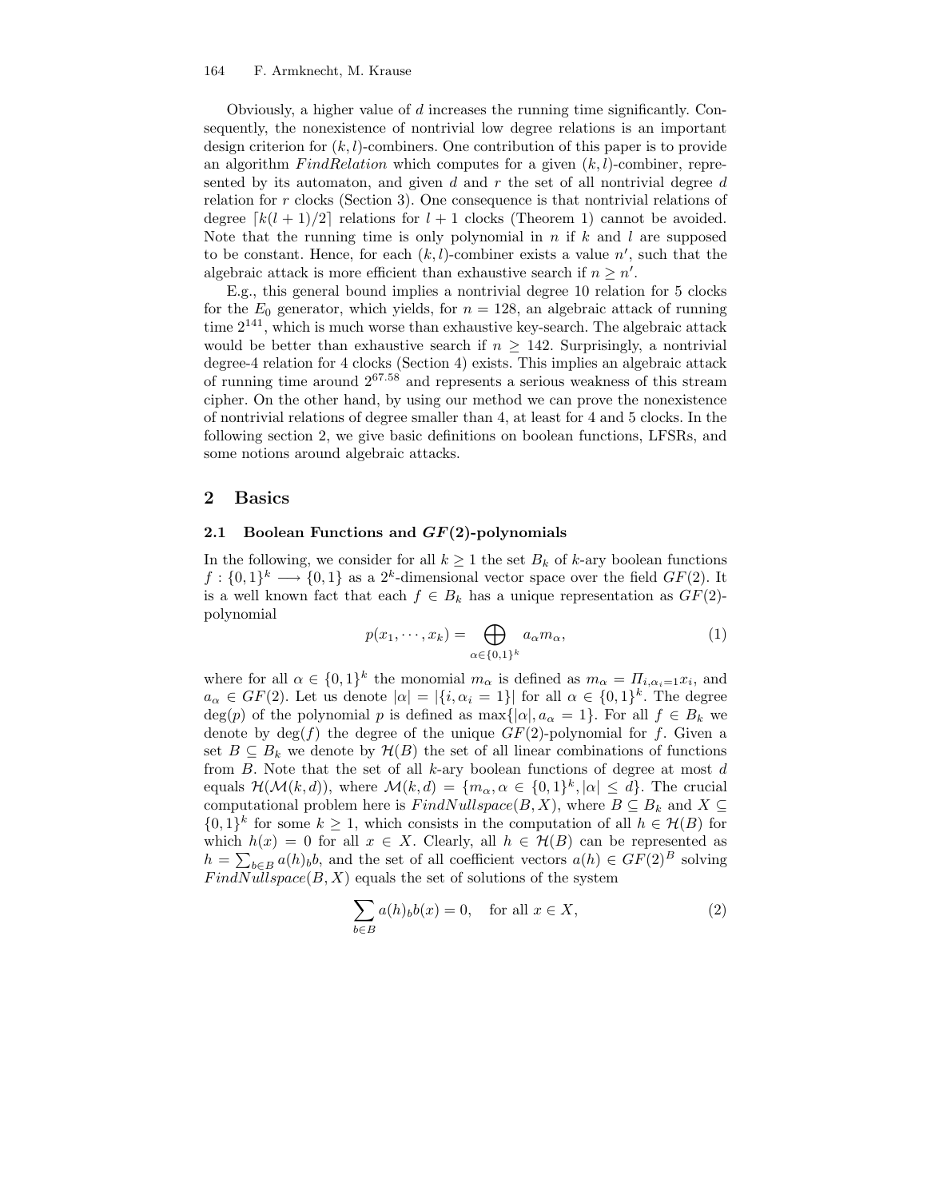Obviously, a higher value of $d$ increases the running time significantly. Consequently, the nonexistence of nontrivial low degree relations is an important design criterion for $(k,l)$-combiners. One contribution of this paper is to provide an algorithm *FindRelation* which computes for a given $(k,l)$-combiner, represented by its automaton, and given $d$ and $r$ the set of all nontrivial degree $d$ relation for $r$ clocks (Section 3). One consequence is that nontrivial relations of degree $\lceil k(l+1)/2 \rceil$ relations for $l+1$ clocks (Theorem 1) cannot be avoided. Note that the running time is only polynomial in $n$ if $k$ and $l$ are supposed to be constant. Hence, for each $(k,l)$-combiner exists a value $n'$, such that the algebraic attack is more efficient than exhaustive search if $n \geq n'$.

E.g., this general bound implies a nontrivial degree 10 relation for 5 clocks for the $E_0$ generator, which yields, for $n = 128$, an algebraic attack of running time $2^{141}$, which is much worse than exhaustive key-search. The algebraic attack would be better than exhaustive search if $n \geq 142$. Surprisingly, a nontrivial degree-4 relation for 4 clocks (Section 4) exists. This implies an algebraic attack of running time around $2^{67.58}$ and represents a serious weakness of this stream cipher. On the other hand, by using our method we can prove the nonexistence of nontrivial relations of degree smaller than 4, at least for 4 and 5 clocks. In the following section 2, we give basic definitions on boolean functions, LFSRs, and some notions around algebraic attacks.

## 2 Basics

### 2.1 Boolean Functions and $GF(2)$-polynomials

In the following, we consider for all $k \geq 1$ the set $B_k$ of $k$-ary boolean functions $f : \{0,1\}^k \longrightarrow \{0,1\}$ as a $2^k$-dimensional vector space over the field $GF(2)$. It is a well known fact that each $f \in B_k$ has a unique representation as $GF(2)$-polynomial

$$p(x_1, \cdots, x_k) = \bigoplus_{\alpha \in \{0,1\}^k} a_\alpha m_\alpha, \tag{1}$$

where for all $\alpha \in \{0,1\}^k$ the monomial $m_\alpha$ is defined as $m_\alpha = \Pi_{i,\alpha_i=1} x_i$, and $a_\alpha \in GF(2)$. Let us denote $|\alpha| = |\{i, \alpha_i = 1\}|$ for all $\alpha \in \{0,1\}^k$. The degree $\deg(p)$ of the polynomial $p$ is defined as $\max\{|\alpha|, a_\alpha = 1\}$. For all $f \in B_k$ we denote by $\deg(f)$ the degree of the unique $GF(2)$-polynomial for $f$. Given a set $B \subseteq B_k$ we denote by $\mathcal{H}(B)$ the set of all linear combinations of functions from $B$. Note that the set of all $k$-ary boolean functions of degree at most $d$ equals $\mathcal{H}(\mathcal{M}(k,d))$, where $\mathcal{M}(k,d) = \{m_\alpha, \alpha \in \{0,1\}^k, |\alpha| \leq d\}$. The crucial computational problem here is $FindNullspace(B,X)$, where $B \subseteq B_k$ and $X \subseteq \{0,1\}^k$ for some $k \geq 1$, which consists in the computation of all $h \in \mathcal{H}(B)$ for which $h(x) = 0$ for all $x \in X$. Clearly, all $h \in \mathcal{H}(B)$ can be represented as $h = \sum_{b \in B} a(h)_b b$, and the set of all coefficient vectors $a(h) \in GF(2)^B$ solving $FindNullspace(B,X)$ equals the set of solutions of the system

$$\sum_{b \in B} a(h)_b b(x) = 0, \quad \text{for all } x \in X, \tag{2}$$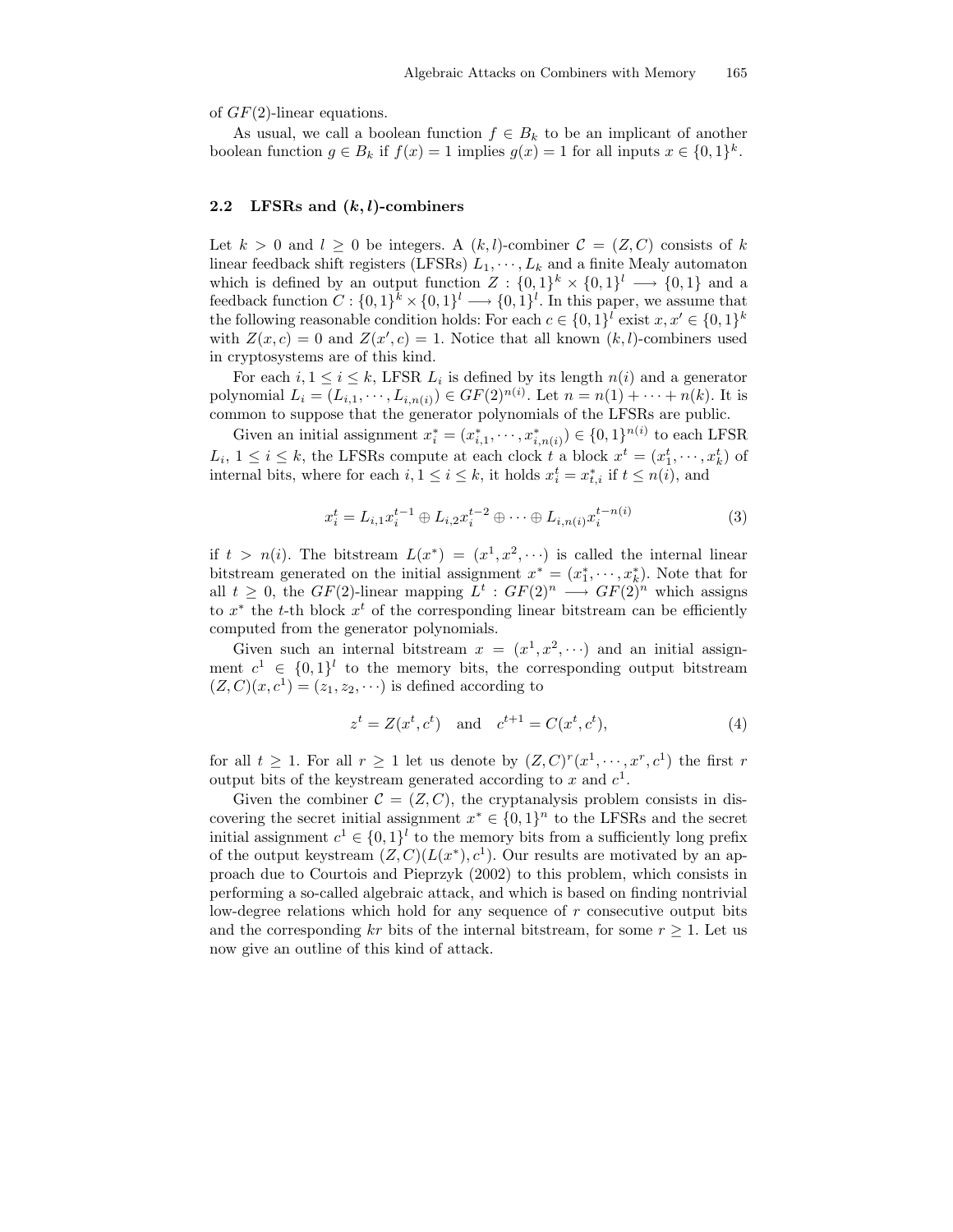of $GF(2)$-linear equations.

As usual, we call a boolean function $f \in B_k$ to be an implicant of another boolean function $g \in B_k$ if $f(x) = 1$ implies $g(x) = 1$ for all inputs $x \in \{0,1\}^k$.

### 2.2 LFSRs and $(k, l)$-combiners

Let $k > 0$ and $l \geq 0$ be integers. A $(k,l)$-combiner $\mathcal{C} = (Z, C)$ consists of $k$ linear feedback shift registers (LFSRs) $L_1, \cdots, L_k$ and a finite Mealy automaton which is defined by an output function $Z : \{0,1\}^k \times \{0,1\}^l \longrightarrow \{0,1\}$ and a feedback function $C : \{0,1\}^k \times \{0,1\}^l \longrightarrow \{0,1\}^l$. In this paper, we assume that the following reasonable condition holds: For each $c \in \{0,1\}^l$ exist $x, x' \in \{0,1\}^k$ with $Z(x,c) = 0$ and $Z(x',c) = 1$. Notice that all known $(k,l)$-combiners used in cryptosystems are of this kind.

For each $i, 1 \leq i \leq k$, LFSR $L_i$ is defined by its length $n(i)$ and a generator polynomial $L_i = (L_{i,1}, \cdots, L_{i,n(i)}) \in GF(2)^{n(i)}$. Let $n = n(1) + \cdots + n(k)$. It is common to suppose that the generator polynomials of the LFSRs are public.

Given an initial assignment $x_i^* = (x_{i,1}^*, \cdots, x_{i,n(i)}^*) \in \{0,1\}^{n(i)}$ to each LFSR $L_i$, $1 \leq i \leq k$, the LFSRs compute at each clock $t$ a block $x^t = (x_1^t, \cdots, x_k^t)$ of internal bits, where for each $i, 1 \leq i \leq k$, it holds $x_i^t = x_{t,i}^*$ if $t \leq n(i)$, and

$$x_i^t = L_{i,1} x_i^{t-1} \oplus L_{i,2} x_i^{t-2} \oplus \cdots \oplus L_{i,n(i)} x_i^{t-n(i)} \tag{3}$$

if $t > n(i)$. The bitstream $L(x^*) = (x^1, x^2, \cdots)$ is called the internal linear bitstream generated on the initial assignment $x^* = (x_1^*, \cdots, x_k^*)$. Note that for all $t \geq 0$, the $GF(2)$-linear mapping $L^t : GF(2)^n \longrightarrow GF(2)^n$ which assigns to $x^*$ the $t$-th block $x^t$ of the corresponding linear bitstream can be efficiently computed from the generator polynomials.

Given such an internal bitstream $x = (x^1, x^2, \cdots)$ and an initial assignment $c^1 \in \{0,1\}^l$ to the memory bits, the corresponding output bitstream $(Z, C)(x, c^1) = (z_1, z_2, \cdots)$ is defined according to

$$z^t = Z(x^t, c^t) \quad \text{and} \quad c^{t+1} = C(x^t, c^t), \tag{4}$$

for all $t \geq 1$. For all $r \geq 1$ let us denote by $(Z, C)^r(x^1, \cdots, x^r, c^1)$ the first $r$ output bits of the keystream generated according to $x$ and $c^1$.

Given the combiner $\mathcal{C} = (Z, C)$, the cryptanalysis problem consists in discovering the secret initial assignment $x^* \in \{0,1\}^n$ to the LFSRs and the secret initial assignment $c^1 \in \{0,1\}^l$ to the memory bits from a sufficiently long prefix of the output keystream $(Z, C)(L(x^*), c^1)$. Our results are motivated by an approach due to Courtois and Pieprzyk (2002) to this problem, which consists in performing a so-called algebraic attack, and which is based on finding nontrivial low-degree relations which hold for any sequence of $r$ consecutive output bits and the corresponding $kr$ bits of the internal bitstream, for some $r \geq 1$. Let us now give an outline of this kind of attack.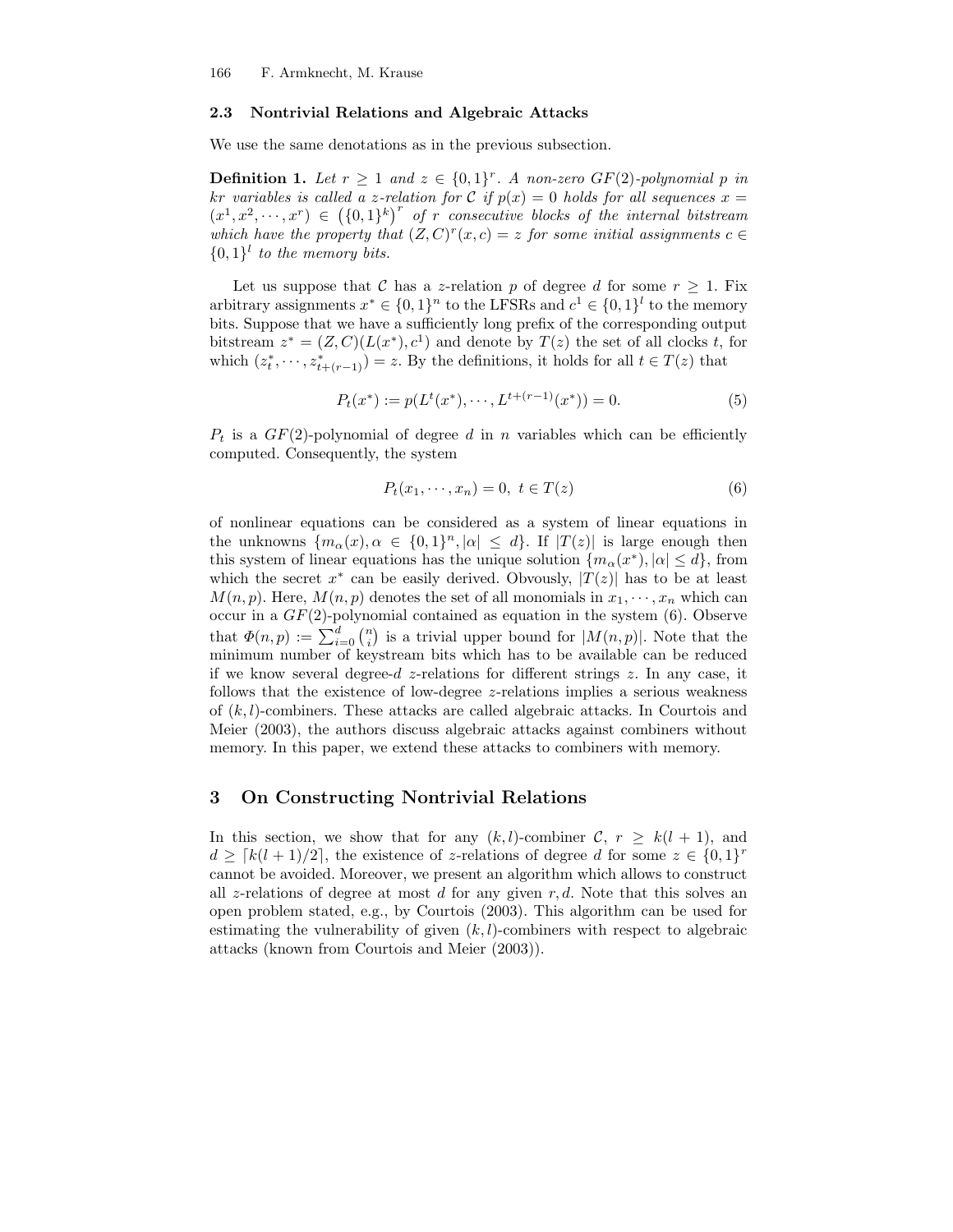### 2.3 Nontrivial Relations and Algebraic Attacks

We use the same denotations as in the previous subsection.

**Definition 1.** *Let $r \geq 1$ and $z \in \{0,1\}^r$. A non-zero $GF(2)$-polynomial $p$ in $kr$ variables is called a $z$-relation for $\mathcal{C}$ if $p(x) = 0$ holds for all sequences $x = (x^1, x^2, \cdots, x^r) \in \left(\{0,1\}^k\right)^r$ of $r$ consecutive blocks of the internal bitstream which have the property that $(Z, C)^r(x, c) = z$ for some initial assignments $c \in \{0,1\}^l$ to the memory bits.*

Let us suppose that $\mathcal{C}$ has a $z$-relation $p$ of degree $d$ for some $r \geq 1$. Fix arbitrary assignments $x^* \in \{0,1\}^n$ to the LFSRs and $c^1 \in \{0,1\}^l$ to the memory bits. Suppose that we have a sufficiently long prefix of the corresponding output bitstream $z^* = (Z, C)(L(x^*), c^1)$ and denote by $T(z)$ the set of all clocks $t$, for which $(z_t^*, \cdots, z_{t+(r-1)}^*) = z$. By the definitions, it holds for all $t \in T(z)$ that

$$P_t(x^*) := p(L^t(x^*), \cdots, L^{t+(r-1)}(x^*)) = 0. \tag{5}$$

$P_t$ is a $GF(2)$-polynomial of degree $d$ in $n$ variables which can be efficiently computed. Consequently, the system

$$P_t(x_1, \cdots, x_n) = 0, \; t \in T(z) \tag{6}$$

of nonlinear equations can be considered as a system of linear equations in the unknowns $\{m_\alpha(x), \alpha \in \{0,1\}^n, |\alpha| \leq d\}$. If $|T(z)|$ is large enough then this system of linear equations has the unique solution $\{m_\alpha(x^*), |\alpha| \leq d\}$, from which the secret $x^*$ can be easily derived. Obvously, $|T(z)|$ has to be at least $M(n,p)$. Here, $M(n,p)$ denotes the set of all monomials in $x_1, \cdots, x_n$ which can occur in a $GF(2)$-polynomial contained as equation in the system (6). Observe that $\Phi(n,p) := \sum_{i=0}^{d} \binom{n}{i}$ is a trivial upper bound for $|M(n,p)|$. Note that the minimum number of keystream bits which has to be available can be reduced if we know several degree-$d$ $z$-relations for different strings $z$. In any case, it follows that the existence of low-degree $z$-relations implies a serious weakness of $(k,l)$-combiners. These attacks are called algebraic attacks. In Courtois and Meier (2003), the authors discuss algebraic attacks against combiners without memory. In this paper, we extend these attacks to combiners with memory.

## 3 On Constructing Nontrivial Relations

In this section, we show that for any $(k,l)$-combiner $\mathcal{C}$, $r \geq k(l+1)$, and $d \geq \lceil k(l+1)/2 \rceil$, the existence of $z$-relations of degree $d$ for some $z \in \{0,1\}^r$ cannot be avoided. Moreover, we present an algorithm which allows to construct all $z$-relations of degree at most $d$ for any given $r, d$. Note that this solves an open problem stated, e.g., by Courtois (2003). This algorithm can be used for estimating the vulnerability of given $(k,l)$-combiners with respect to algebraic attacks (known from Courtois and Meier (2003)).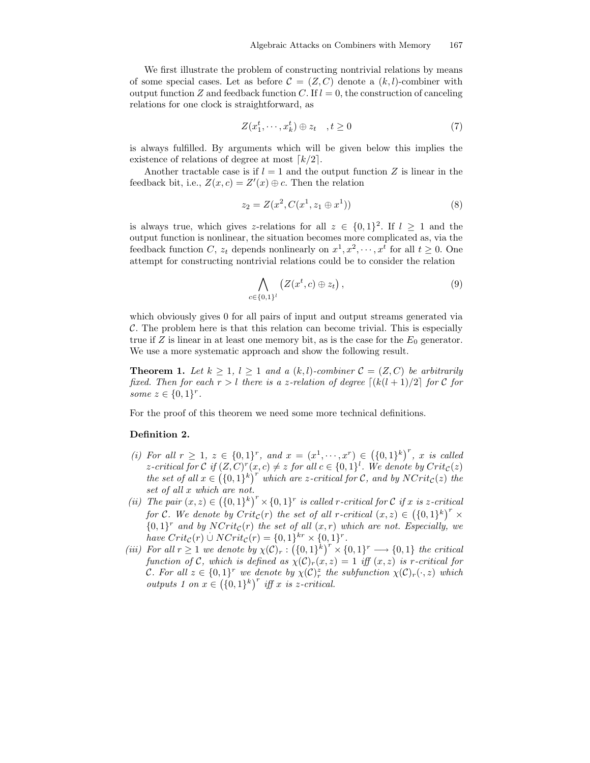We first illustrate the problem of constructing nontrivial relations by means of some special cases. Let as before $\mathcal{C} = (Z, C)$ denote a $(k, l)$-combiner with output function $Z$ and feedback function $C$. If $l = 0$, the construction of canceling relations for one clock is straightforward, as

$$Z(x_1^t, \cdots, x_k^t) \oplus z_t \quad , t \geq 0 \tag{7}$$

is always fulfilled. By arguments which will be given below this implies the existence of relations of degree at most $\lceil k/2 \rceil$.

Another tractable case is if $l = 1$ and the output function $Z$ is linear in the feedback bit, i.e., $Z(x, c) = Z'(x) \oplus c$. Then the relation

$$z_2 = Z(x^2, C(x^1, z_1 \oplus x^1)) \tag{8}$$

is always true, which gives $z$-relations for all $z \in \{0,1\}^2$. If $l \geq 1$ and the output function is nonlinear, the situation becomes more complicated as, via the feedback function $C$, $z_t$ depends nonlinearly on $x^1, x^2, \cdots, x^t$ for all $t \geq 0$. One attempt for constructing nontrivial relations could be to consider the relation

$$\bigwedge_{c \in \{0,1\}^l} \left( Z(x^t, c) \oplus z_t \right), \tag{9}$$

which obviously gives 0 for all pairs of input and output streams generated via $\mathcal{C}$. The problem here is that this relation can become trivial. This is especially true if $Z$ is linear in at least one memory bit, as is the case for the $E_0$ generator. We use a more systematic approach and show the following result.

**Theorem 1.** *Let $k \geq 1$, $l \geq 1$ and a $(k, l)$-combiner $\mathcal{C} = (Z, C)$ be arbitrarily fixed. Then for each $r > l$ there is a $z$-relation of degree $\lceil (k(l+1)/2 \rceil$ for $\mathcal{C}$ for some $z \in \{0,1\}^r$.*

For the proof of this theorem we need some more technical definitions.

**Definition 2.**

*(i) For all $r \geq 1$, $z \in \{0,1\}^r$, and $x = (x^1, \cdots, x^r) \in \left(\{0,1\}^k\right)^r$, $x$ is called $z$-critical for $\mathcal{C}$ if $(Z, C)^r(x, c) \neq z$ for all $c \in \{0,1\}^l$. We denote by $Crit_{\mathcal{C}}(z)$ the set of all $x \in \left(\{0,1\}^k\right)^r$ which are $z$-critical for $\mathcal{C}$, and by $NCrit_{\mathcal{C}}(z)$ the set of all $x$ which are not.*

*(ii) The pair $(x, z) \in \left(\{0,1\}^k\right)^r \times \{0,1\}^r$ is called $r$-critical for $\mathcal{C}$ if $x$ is $z$-critical for $\mathcal{C}$. We denote by $Crit_{\mathcal{C}}(r)$ the set of all $r$-critical $(x, z) \in \left(\{0,1\}^k\right)^r \times \{0,1\}^r$ and by $NCrit_{\mathcal{C}}(r)$ the set of all $(x, r)$ which are not. Especially, we have $Crit_{\mathcal{C}}(r) \,\dot{\cup}\, NCrit_{\mathcal{C}}(r) = \{0,1\}^{kr} \times \{0,1\}^r$.*

*(iii) For all $r \geq 1$ we denote by $\chi(\mathcal{C})_r : \left(\{0,1\}^k\right)^r \times \{0,1\}^r \longrightarrow \{0,1\}$ the critical function of $\mathcal{C}$, which is defined as $\chi(\mathcal{C})_r(x, z) = 1$ iff $(x, z)$ is $r$-critical for $\mathcal{C}$. For all $z \in \{0,1\}^r$ we denote by $\chi(\mathcal{C})_r^z$ the subfunction $\chi(\mathcal{C})_r(\cdot, z)$ which outputs 1 on $x \in \left(\{0,1\}^k\right)^r$ iff $x$ is $z$-critical.*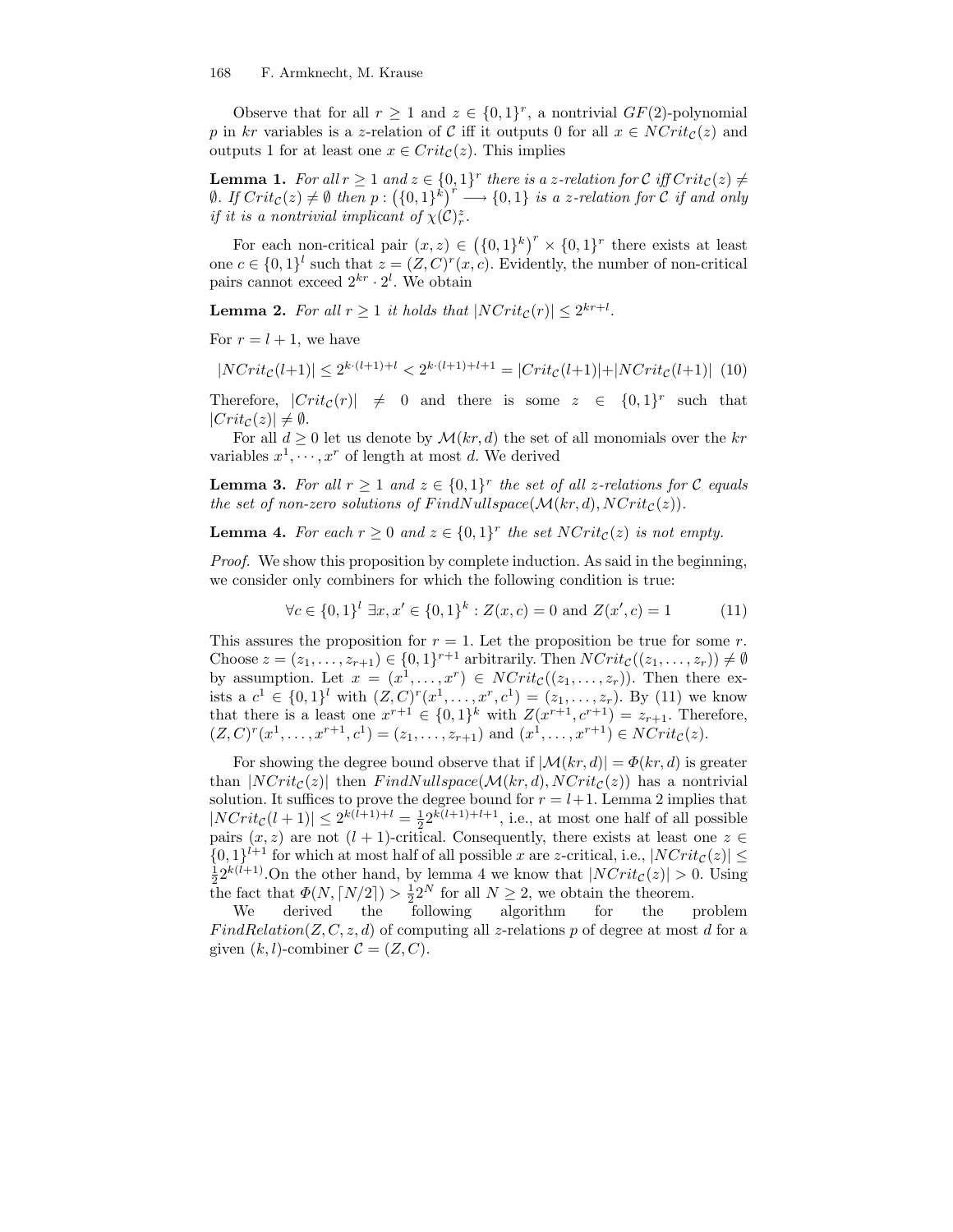Observe that for all $r \geq 1$ and $z \in \{0,1\}^r$, a nontrivial $GF(2)$-polynomial $p$ in $kr$ variables is a $z$-relation of $\mathcal{C}$ iff it outputs 0 for all $x \in NCrit_{\mathcal{C}}(z)$ and outputs 1 for at least one $x \in Crit_{\mathcal{C}}(z)$. This implies

**Lemma 1.** *For all $r \geq 1$ and $z \in \{0,1\}^r$ there is a $z$-relation for $\mathcal{C}$ iff $Crit_{\mathcal{C}}(z) \neq \emptyset$. If $Crit_{\mathcal{C}}(z) \neq \emptyset$ then $p : \left(\{0,1\}^k\right)^r \longrightarrow \{0,1\}$ is a $z$-relation for $\mathcal{C}$ if and only if it is a nontrivial implicant of $\chi(\mathcal{C})^z_r$.*

For each non-critical pair $(x,z) \in \left(\{0,1\}^k\right)^r \times \{0,1\}^r$ there exists at least one $c \in \{0,1\}^l$ such that $z = (Z,C)^r(x,c)$. Evidently, the number of non-critical pairs cannot exceed $2^{kr} \cdot 2^l$. We obtain

**Lemma 2.** *For all $r \geq 1$ it holds that $|NCrit_{\mathcal{C}}(r)| \leq 2^{kr+l}$.*

For $r = l+1$, we have

$$|NCrit_{\mathcal{C}}(l{+}1)| \leq 2^{k\cdot(l+1)+l} < 2^{k\cdot(l+1)+l+1} = |Crit_{\mathcal{C}}(l{+}1)| + |NCrit_{\mathcal{C}}(l{+}1)| \quad (10)$$

Therefore, $|Crit_{\mathcal{C}}(r)| \neq 0$ and there is some $z \in \{0,1\}^r$ such that $|Crit_{\mathcal{C}}(z)| \neq \emptyset$.

For all $d \geq 0$ let us denote by $\mathcal{M}(kr,d)$ the set of all monomials over the $kr$ variables $x^1, \cdots, x^r$ of length at most $d$. We derived

**Lemma 3.** *For all $r \geq 1$ and $z \in \{0,1\}^r$ the set of all $z$-relations for $\mathcal{C}$ equals the set of non-zero solutions of $FindNullspace(\mathcal{M}(kr,d), NCrit_{\mathcal{C}}(z))$.*

**Lemma 4.** *For each $r \geq 0$ and $z \in \{0,1\}^r$ the set $NCrit_{\mathcal{C}}(z)$ is not empty.*

*Proof.* We show this proposition by complete induction. As said in the beginning, we consider only combiners for which the following condition is true:

$$\forall c \in \{0,1\}^l \ \exists x, x' \in \{0,1\}^k : Z(x,c) = 0 \text{ and } Z(x',c) = 1 \quad (11)$$

This assures the proposition for $r = 1$. Let the proposition be true for some $r$. Choose $z = (z_1, \ldots, z_{r+1}) \in \{0,1\}^{r+1}$ arbitrarily. Then $NCrit_{\mathcal{C}}((z_1, \ldots, z_r)) \neq \emptyset$ by assumption. Let $x = (x^1, \ldots, x^r) \in NCrit_{\mathcal{C}}((z_1, \ldots, z_r))$. Then there exists a $c^1 \in \{0,1\}^l$ with $(Z,C)^r(x^1, \ldots, x^r, c^1) = (z_1, \ldots, z_r)$. By (11) we know that there is a least one $x^{r+1} \in \{0,1\}^k$ with $Z(x^{r+1}, c^{r+1}) = z_{r+1}$. Therefore, $(Z,C)^r(x^1, \ldots, x^{r+1}, c^1) = (z_1, \ldots, z_{r+1})$ and $(x^1, \ldots, x^{r+1}) \in NCrit_{\mathcal{C}}(z)$.

For showing the degree bound observe that if $|\mathcal{M}(kr,d)| = \Phi(kr,d)$ is greater than $|NCrit_{\mathcal{C}}(z)|$ then $FindNullspace(\mathcal{M}(kr,d), NCrit_{\mathcal{C}}(z))$ has a nontrivial solution. It suffices to prove the degree bound for $r = l{+}1$. Lemma 2 implies that $|NCrit_{\mathcal{C}}(l+1)| \leq 2^{k(l+1)+l} = \frac{1}{2}2^{k(l+1)+l+1}$, i.e., at most one half of all possible pairs $(x,z)$ are not $(l+1)$-critical. Consequently, there exists at least one $z \in \{0,1\}^{l+1}$ for which at most half of all possible $x$ are $z$-critical, i.e., $|NCrit_{\mathcal{C}}(z)| \leq \frac{1}{2}2^{k(l+1)}$. On the other hand, by lemma 4 we know that $|NCrit_{\mathcal{C}}(z)| > 0$. Using the fact that $\Phi(N, \lceil N/2 \rceil) > \frac{1}{2}2^N$ for all $N \geq 2$, we obtain the theorem.

We derived the following algorithm for the problem $FindRelation(Z,C,z,d)$ of computing all $z$-relations $p$ of degree at most $d$ for a given $(k,l)$-combiner $\mathcal{C} = (Z,C)$.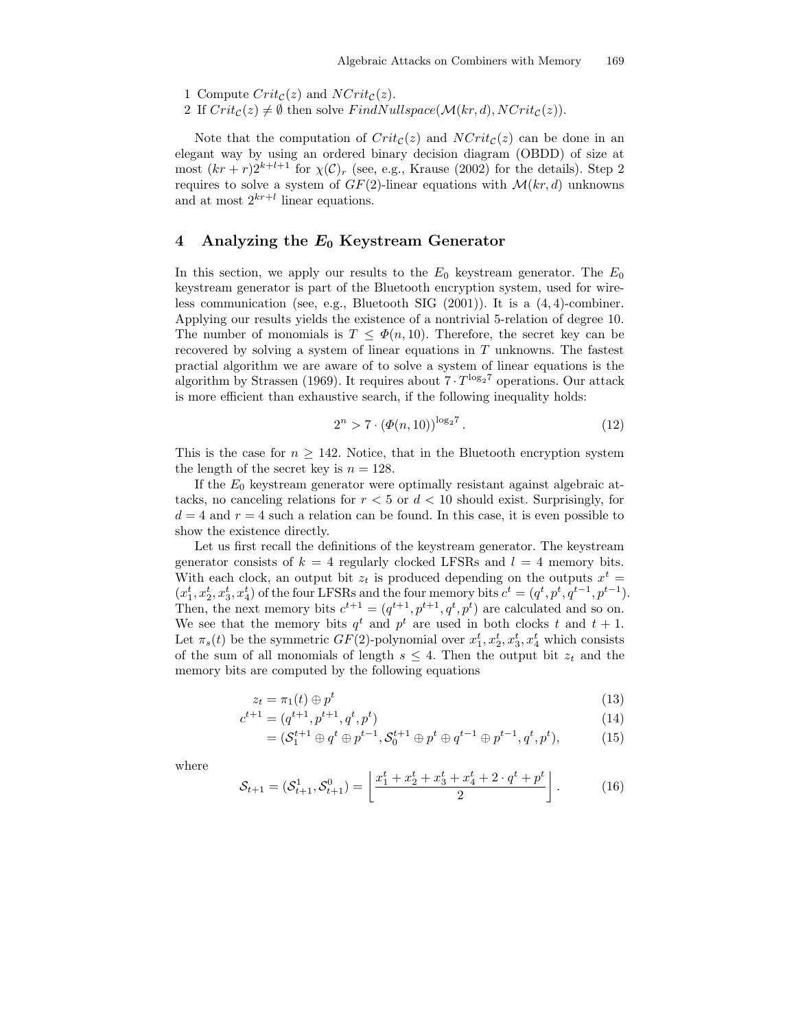1 Compute $Crit_{\mathcal{C}}(z)$ and $NCrit_{\mathcal{C}}(z)$.
2 If $Crit_{\mathcal{C}}(z) \neq \emptyset$ then solve $FindNullspace(\mathcal{M}(kr,d), NCrit_{\mathcal{C}}(z))$.

Note that the computation of $Crit_{\mathcal{C}}(z)$ and $NCrit_{\mathcal{C}}(z)$ can be done in an elegant way by using an ordered binary decision diagram (OBDD) of size at most $(kr + r)2^{k+l+1}$ for $\chi(\mathcal{C})_r$ (see, e.g., Krause (2002) for the details). Step 2 requires to solve a system of $GF(2)$-linear equations with $\mathcal{M}(kr, d)$ unknowns and at most $2^{kr+l}$ linear equations.

## 4 Analyzing the $E_0$ Keystream Generator

In this section, we apply our results to the $E_0$ keystream generator. The $E_0$ keystream generator is part of the Bluetooth encryption system, used for wireless communication (see, e.g., Bluetooth SIG (2001)). It is a $(4,4)$-combiner. Applying our results yields the existence of a nontrivial 5-relation of degree 10. The number of monomials is $T \leq \Phi(n, 10)$. Therefore, the secret key can be recovered by solving a system of linear equations in $T$ unknowns. The fastest practial algorithm we are aware of to solve a system of linear equations is the algorithm by Strassen (1969). It requires about $7 \cdot T^{\log_2 7}$ operations. Our attack is more efficient than exhaustive search, if the following inequality holds:

$$2^n > 7 \cdot (\Phi(n, 10))^{\log_2 7} . \tag{12}$$

This is the case for $n \geq 142$. Notice, that in the Bluetooth encryption system the length of the secret key is $n = 128$.

If the $E_0$ keystream generator were optimally resistant against algebraic attacks, no canceling relations for $r < 5$ or $d < 10$ should exist. Surprisingly, for $d = 4$ and $r = 4$ such a relation can be found. In this case, it is even possible to show the existence directly.

Let us first recall the definitions of the keystream generator. The keystream generator consists of $k = 4$ regularly clocked LFSRs and $l = 4$ memory bits. With each clock, an output bit $z_t$ is produced depending on the outputs $x^t = (x_1^t, x_2^t, x_3^t, x_4^t)$ of the four LFSRs and the four memory bits $c^t = (q^t, p^t, q^{t-1}, p^{t-1})$. Then, the next memory bits $c^{t+1} = (q^{t+1}, p^{t+1}, q^t, p^t)$ are calculated and so on. We see that the memory bits $q^t$ and $p^t$ are used in both clocks $t$ and $t+1$. Let $\pi_s(t)$ be the symmetric $GF(2)$-polynomial over $x_1^t, x_2^t, x_3^t, x_4^t$ which consists of the sum of all monomials of length $s \leq 4$. Then the output bit $z_t$ and the memory bits are computed by the following equations

$$z_t = \pi_1(t) \oplus p^t \tag{13}$$

$$c^{t+1} = (q^{t+1}, p^{t+1}, q^t, p^t) \tag{14}$$

$$= (\mathcal{S}_1^{t+1} \oplus q^t \oplus p^{t-1}, \mathcal{S}_0^{t+1} \oplus p^t \oplus q^{t-1} \oplus p^{t-1}, q^t, p^t), \tag{15}$$

where

$$\mathcal{S}_{t+1} = (\mathcal{S}_{t+1}^1, \mathcal{S}_{t+1}^0) = \left\lfloor \frac{x_1^t + x_2^t + x_3^t + x_4^t + 2 \cdot q^t + p^t}{2} \right\rfloor . \tag{16}$$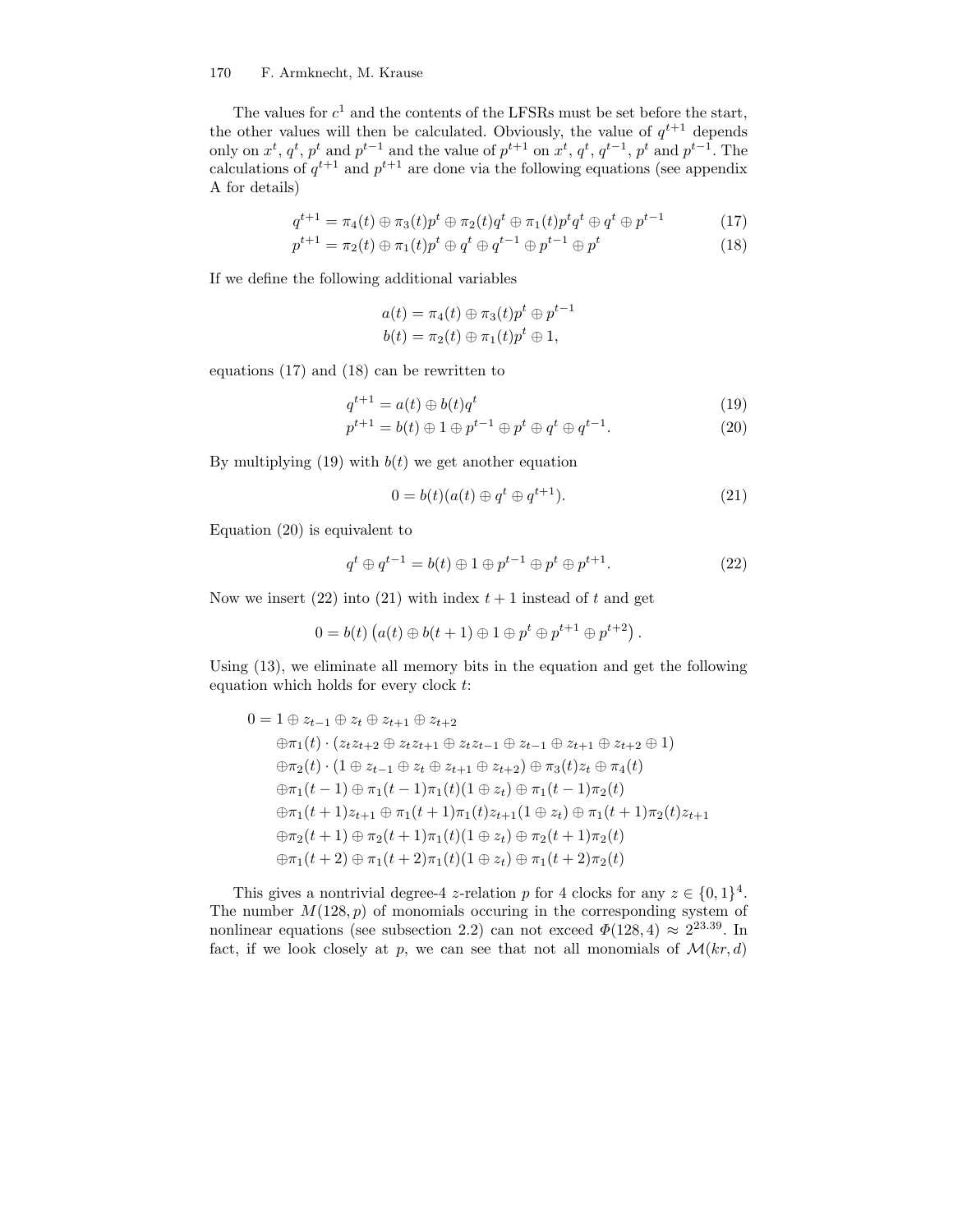The values for $c^1$ and the contents of the LFSRs must be set before the start, the other values will then be calculated. Obviously, the value of $q^{t+1}$ depends only on $x^t$, $q^t$, $p^t$ and $p^{t-1}$ and the value of $p^{t+1}$ on $x^t$, $q^t$, $q^{t-1}$, $p^t$ and $p^{t-1}$. The calculations of $q^{t+1}$ and $p^{t+1}$ are done via the following equations (see appendix A for details)

$$q^{t+1} = \pi_4(t) \oplus \pi_3(t)p^t \oplus \pi_2(t)q^t \oplus \pi_1(t)p^t q^t \oplus q^t \oplus p^{t-1} \tag{17}$$

$$p^{t+1} = \pi_2(t) \oplus \pi_1(t)p^t \oplus q^t \oplus q^{t-1} \oplus p^{t-1} \oplus p^t \tag{18}$$

If we define the following additional variables

$$a(t) = \pi_4(t) \oplus \pi_3(t)p^t \oplus p^{t-1}$$
$$b(t) = \pi_2(t) \oplus \pi_1(t)p^t \oplus 1,$$

equations (17) and (18) can be rewritten to

$$q^{t+1} = a(t) \oplus b(t)q^t \tag{19}$$

$$p^{t+1} = b(t) \oplus 1 \oplus p^{t-1} \oplus p^t \oplus q^t \oplus q^{t-1}. \tag{20}$$

By multiplying (19) with $b(t)$ we get another equation

$$0 = b(t)(a(t) \oplus q^t \oplus q^{t+1}). \tag{21}$$

Equation (20) is equivalent to

$$q^t \oplus q^{t-1} = b(t) \oplus 1 \oplus p^{t-1} \oplus p^t \oplus p^{t+1}. \tag{22}$$

Now we insert (22) into (21) with index $t+1$ instead of $t$ and get

$$0 = b(t)\left(a(t) \oplus b(t+1) \oplus 1 \oplus p^t \oplus p^{t+1} \oplus p^{t+2}\right).$$

Using (13), we eliminate all memory bits in the equation and get the following equation which holds for every clock $t$:

$$\begin{aligned}
0 = {} & 1 \oplus z_{t-1} \oplus z_t \oplus z_{t+1} \oplus z_{t+2} \\
& \oplus \pi_1(t) \cdot (z_t z_{t+2} \oplus z_t z_{t+1} \oplus z_t z_{t-1} \oplus z_{t-1} \oplus z_{t+1} \oplus z_{t+2} \oplus 1) \\
& \oplus \pi_2(t) \cdot (1 \oplus z_{t-1} \oplus z_t \oplus z_{t+1} \oplus z_{t+2}) \oplus \pi_3(t) z_t \oplus \pi_4(t) \\
& \oplus \pi_1(t-1) \oplus \pi_1(t-1)\pi_1(t)(1 \oplus z_t) \oplus \pi_1(t-1)\pi_2(t) \\
& \oplus \pi_1(t+1) z_{t+1} \oplus \pi_1(t+1)\pi_1(t) z_{t+1}(1 \oplus z_t) \oplus \pi_1(t+1)\pi_2(t) z_{t+1} \\
& \oplus \pi_2(t+1) \oplus \pi_2(t+1)\pi_1(t)(1 \oplus z_t) \oplus \pi_2(t+1)\pi_2(t) \\
& \oplus \pi_1(t+2) \oplus \pi_1(t+2)\pi_1(t)(1 \oplus z_t) \oplus \pi_1(t+2)\pi_2(t)
\end{aligned}$$

This gives a nontrivial degree-4 $z$-relation $p$ for 4 clocks for any $z \in \{0,1\}^4$. The number $M(128, p)$ of monomials occuring in the corresponding system of nonlinear equations (see subsection 2.2) can not exceed $\Phi(128, 4) \approx 2^{23.39}$. In fact, if we look closely at $p$, we can see that not all monomials of $\mathcal{M}(kr, d)$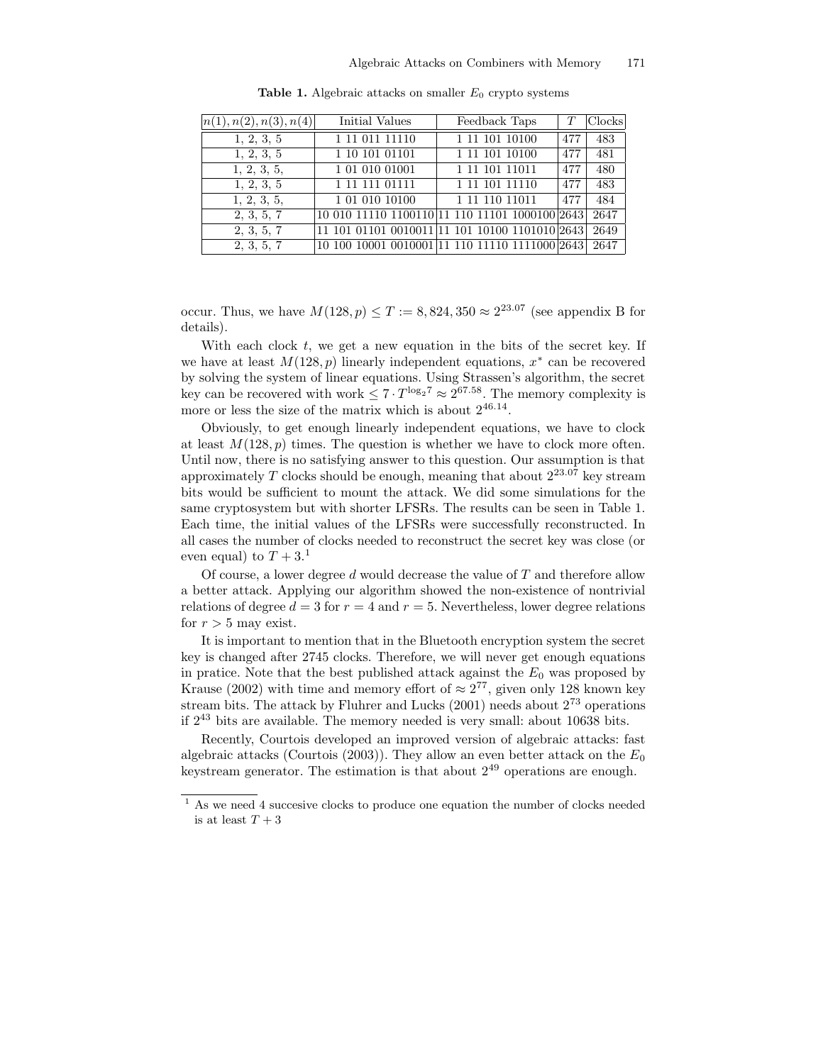**Table 1.** Algebraic attacks on smaller $E_0$ crypto systems

| $n(1), n(2), n(3), n(4)$ | Initial Values | Feedback Taps | $T$ | Clocks |
|---|---|---|---|---|
| 1, 2, 3, 5 | 1 11 011 11110 | 1 11 101 10100 | 477 | 483 |
| 1, 2, 3, 5 | 1 10 101 01101 | 1 11 101 10100 | 477 | 481 |
| 1, 2, 3, 5, | 1 01 010 01001 | 1 11 101 11011 | 477 | 480 |
| 1, 2, 3, 5 | 1 11 111 01111 | 1 11 101 11110 | 477 | 483 |
| 1, 2, 3, 5, | 1 01 010 10100 | 1 11 110 11011 | 477 | 484 |
| 2, 3, 5, 7 | 10 010 11110 1100110 | 11 110 11101 1000100 | 2643 | 2647 |
| 2, 3, 5, 7 | 11 101 01101 0010011 | 11 101 10100 1101010 | 2643 | 2649 |
| 2, 3, 5, 7 | 10 100 10001 0010001 | 11 110 11110 1111000 | 2643 | 2647 |

occur. Thus, we have $M(128, p) \leq T := 8,824,350 \approx 2^{23.07}$ (see appendix B for details).

With each clock $t$, we get a new equation in the bits of the secret key. If we have at least $M(128, p)$ linearly independent equations, $x^*$ can be recovered by solving the system of linear equations. Using Strassen's algorithm, the secret key can be recovered with work $\leq 7 \cdot T^{\log_2 7} \approx 2^{67.58}$. The memory complexity is more or less the size of the matrix which is about $2^{46.14}$.

Obviously, to get enough linearly independent equations, we have to clock at least $M(128, p)$ times. The question is whether we have to clock more often. Until now, there is no satisfying answer to this question. Our assumption is that approximately $T$ clocks should be enough, meaning that about $2^{23.07}$ key stream bits would be sufficient to mount the attack. We did some simulations for the same cryptosystem but with shorter LFSRs. The results can be seen in Table 1. Each time, the initial values of the LFSRs were successfully reconstructed. In all cases the number of clocks needed to reconstruct the secret key was close (or even equal) to $T + 3$.[1]

Of course, a lower degree $d$ would decrease the value of $T$ and therefore allow a better attack. Applying our algorithm showed the non-existence of nontrivial relations of degree $d = 3$ for $r = 4$ and $r = 5$. Nevertheless, lower degree relations for $r > 5$ may exist.

It is important to mention that in the Bluetooth encryption system the secret key is changed after 2745 clocks. Therefore, we will never get enough equations in pratice. Note that the best published attack against the $E_0$ was proposed by Krause (2002) with time and memory effort of $\approx 2^{77}$, given only 128 known key stream bits. The attack by Fluhrer and Lucks (2001) needs about $2^{73}$ operations if $2^{43}$ bits are available. The memory needed is very small: about 10638 bits.

Recently, Courtois developed an improved version of algebraic attacks: fast algebraic attacks (Courtois (2003)). They allow an even better attack on the $E_0$ keystream generator. The estimation is that about $2^{49}$ operations are enough.

---

[1] As we need 4 succesive clocks to produce one equation the number of clocks needed is at least $T + 3$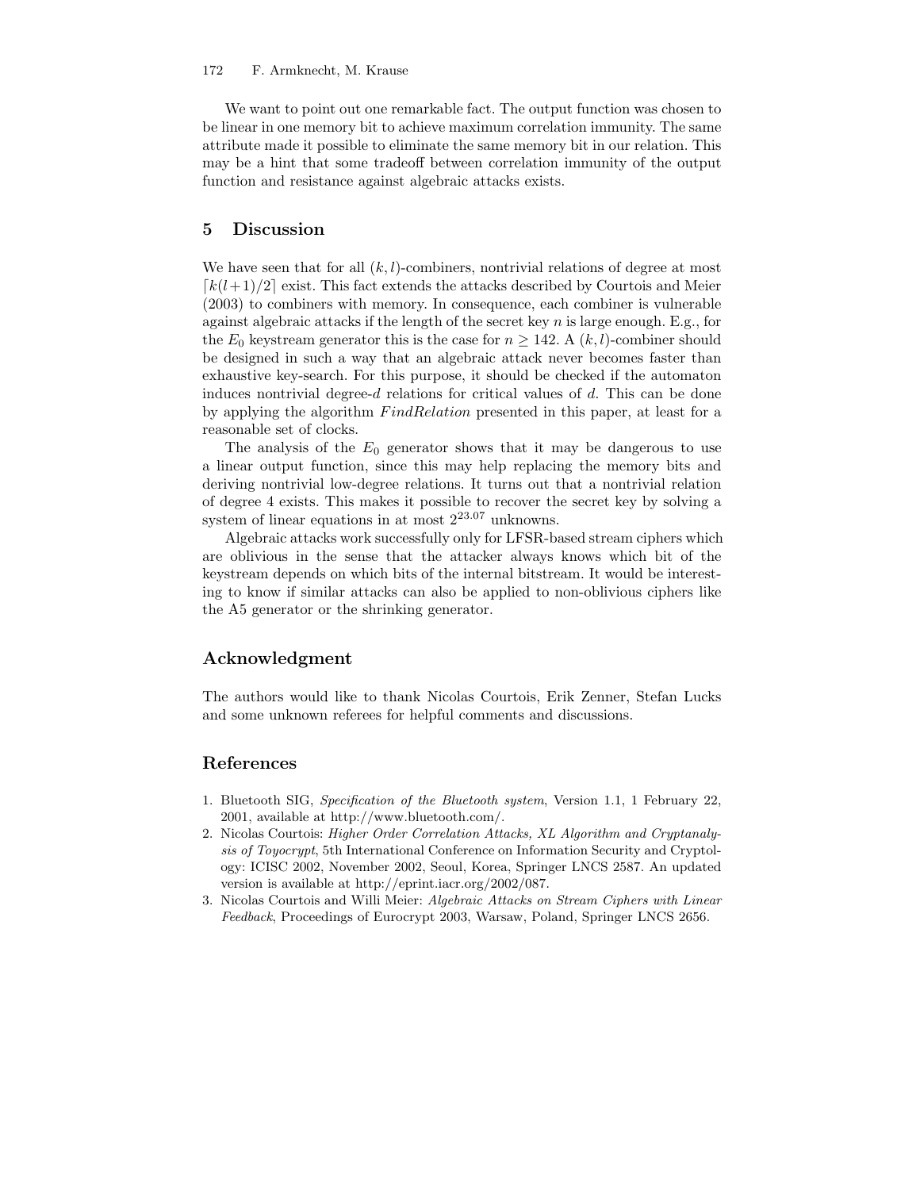We want to point out one remarkable fact. The output function was chosen to be linear in one memory bit to achieve maximum correlation immunity. The same attribute made it possible to eliminate the same memory bit in our relation. This may be a hint that some tradeoff between correlation immunity of the output function and resistance against algebraic attacks exists.

## 5 Discussion

We have seen that for all $(k,l)$-combiners, nontrivial relations of degree at most $\lceil k(l+1)/2 \rceil$ exist. This fact extends the attacks described by Courtois and Meier (2003) to combiners with memory. In consequence, each combiner is vulnerable against algebraic attacks if the length of the secret key $n$ is large enough. E.g., for the $E_0$ keystream generator this is the case for $n \geq 142$. A $(k,l)$-combiner should be designed in such a way that an algebraic attack never becomes faster than exhaustive key-search. For this purpose, it should be checked if the automaton induces nontrivial degree-$d$ relations for critical values of $d$. This can be done by applying the algorithm *FindRelation* presented in this paper, at least for a reasonable set of clocks.

The analysis of the $E_0$ generator shows that it may be dangerous to use a linear output function, since this may help replacing the memory bits and deriving nontrivial low-degree relations. It turns out that a nontrivial relation of degree 4 exists. This makes it possible to recover the secret key by solving a system of linear equations in at most $2^{23.07}$ unknowns.

Algebraic attacks work successfully only for LFSR-based stream ciphers which are oblivious in the sense that the attacker always knows which bit of the keystream depends on which bits of the internal bitstream. It would be interesting to know if similar attacks can also be applied to non-oblivious ciphers like the A5 generator or the shrinking generator.

## Acknowledgment

The authors would like to thank Nicolas Courtois, Erik Zenner, Stefan Lucks and some unknown referees for helpful comments and discussions.

## References

1. Bluetooth SIG, *Specification of the Bluetooth system*, Version 1.1, 1 February 22, 2001, available at http://www.bluetooth.com/.
2. Nicolas Courtois: *Higher Order Correlation Attacks, XL Algorithm and Cryptanalysis of Toyocrypt*, 5th International Conference on Information Security and Cryptology: ICISC 2002, November 2002, Seoul, Korea, Springer LNCS 2587. An updated version is available at http://eprint.iacr.org/2002/087.
3. Nicolas Courtois and Willi Meier: *Algebraic Attacks on Stream Ciphers with Linear Feedback*, Proceedings of Eurocrypt 2003, Warsaw, Poland, Springer LNCS 2656.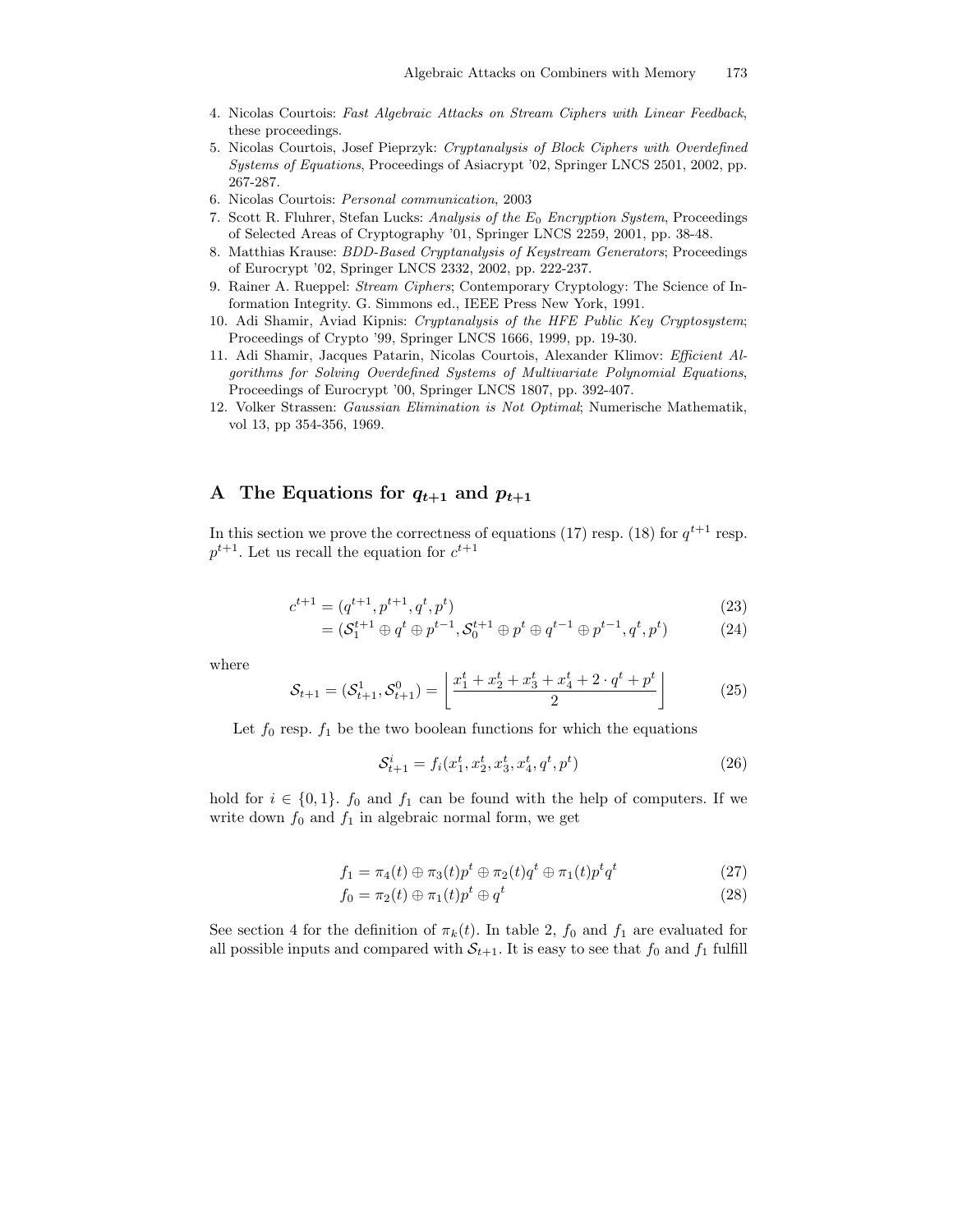4. Nicolas Courtois: *Fast Algebraic Attacks on Stream Ciphers with Linear Feedback*, these proceedings.
5. Nicolas Courtois, Josef Pieprzyk: *Cryptanalysis of Block Ciphers with Overdefined Systems of Equations*, Proceedings of Asiacrypt '02, Springer LNCS 2501, 2002, pp. 267-287.
6. Nicolas Courtois: *Personal communication*, 2003
7. Scott R. Fluhrer, Stefan Lucks: *Analysis of the $E_0$ Encryption System*, Proceedings of Selected Areas of Cryptography '01, Springer LNCS 2259, 2001, pp. 38-48.
8. Matthias Krause: *BDD-Based Cryptanalysis of Keystream Generators*; Proceedings of Eurocrypt '02, Springer LNCS 2332, 2002, pp. 222-237.
9. Rainer A. Rueppel: *Stream Ciphers*; Contemporary Cryptology: The Science of Information Integrity. G. Simmons ed., IEEE Press New York, 1991.
10. Adi Shamir, Aviad Kipnis: *Cryptanalysis of the HFE Public Key Cryptosystem*; Proceedings of Crypto '99, Springer LNCS 1666, 1999, pp. 19-30.
11. Adi Shamir, Jacques Patarin, Nicolas Courtois, Alexander Klimov: *Efficient Algorithms for Solving Overdefined Systems of Multivariate Polynomial Equations*, Proceedings of Eurocrypt '00, Springer LNCS 1807, pp. 392-407.
12. Volker Strassen: *Gaussian Elimination is Not Optimal*; Numerische Mathematik, vol 13, pp 354-356, 1969.

# A The Equations for $q_{t+1}$ and $p_{t+1}$

In this section we prove the correctness of equations (17) resp. (18) for $q^{t+1}$ resp. $p^{t+1}$. Let us recall the equation for $c^{t+1}$

$$c^{t+1} = (q^{t+1}, p^{t+1}, q^t, p^t) \tag{23}$$

$$= (\mathcal{S}_1^{t+1} \oplus q^t \oplus p^{t-1}, \mathcal{S}_0^{t+1} \oplus p^t \oplus q^{t-1} \oplus p^{t-1}, q^t, p^t) \tag{24}$$

where

$$\mathcal{S}_{t+1} = (\mathcal{S}_{t+1}^1, \mathcal{S}_{t+1}^0) = \left\lfloor \frac{x_1^t + x_2^t + x_3^t + x_4^t + 2 \cdot q^t + p^t}{2} \right\rfloor \tag{25}$$

Let $f_0$ resp. $f_1$ be the two boolean functions for which the equations

$$\mathcal{S}_{t+1}^i = f_i(x_1^t, x_2^t, x_3^t, x_4^t, q^t, p^t) \tag{26}$$

hold for $i \in \{0, 1\}$. $f_0$ and $f_1$ can be found with the help of computers. If we write down $f_0$ and $f_1$ in algebraic normal form, we get

$$f_1 = \pi_4(t) \oplus \pi_3(t)p^t \oplus \pi_2(t)q^t \oplus \pi_1(t)p^t q^t \tag{27}$$

$$f_0 = \pi_2(t) \oplus \pi_1(t)p^t \oplus q^t \tag{28}$$

See section 4 for the definition of $\pi_k(t)$. In table 2, $f_0$ and $f_1$ are evaluated for all possible inputs and compared with $\mathcal{S}_{t+1}$. It is easy to see that $f_0$ and $f_1$ fulfill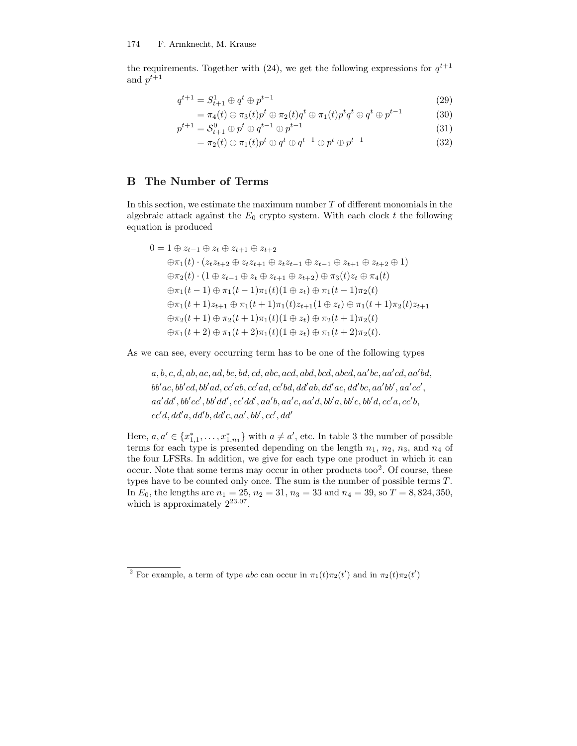the requirements. Together with (24), we get the following expressions for $q^{t+1}$ and $p^{t+1}$

$$
\begin{aligned}
q^{t+1} &= S^1_{t+1} \oplus q^t \oplus p^{t-1} && (29)\\
&= \pi_4(t) \oplus \pi_3(t)p^t \oplus \pi_2(t)q^t \oplus \pi_1(t)p^t q^t \oplus q^t \oplus p^{t-1} && (30)\\
p^{t+1} &= \mathcal{S}^0_{t+1} \oplus p^t \oplus q^{t-1} \oplus p^{t-1} && (31)\\
&= \pi_2(t) \oplus \pi_1(t)p^t \oplus q^t \oplus q^{t-1} \oplus p^t \oplus p^{t-1} && (32)
\end{aligned}
$$

## B The Number of Terms

In this section, we estimate the maximum number $T$ of different monomials in the algebraic attack against the $E_0$ crypto system. With each clock $t$ the following equation is produced

$$
\begin{aligned}
0 = 1 &\oplus z_{t-1} \oplus z_t \oplus z_{t+1} \oplus z_{t+2}\\
&\oplus \pi_1(t) \cdot (z_t z_{t+2} \oplus z_t z_{t+1} \oplus z_t z_{t-1} \oplus z_{t-1} \oplus z_{t+1} \oplus z_{t+2} \oplus 1)\\
&\oplus \pi_2(t) \cdot (1 \oplus z_{t-1} \oplus z_t \oplus z_{t+1} \oplus z_{t+2}) \oplus \pi_3(t) z_t \oplus \pi_4(t)\\
&\oplus \pi_1(t-1) \oplus \pi_1(t-1)\pi_1(t)(1 \oplus z_t) \oplus \pi_1(t-1)\pi_2(t)\\
&\oplus \pi_1(t+1) z_{t+1} \oplus \pi_1(t+1)\pi_1(t) z_{t+1}(1 \oplus z_t) \oplus \pi_1(t+1)\pi_2(t) z_{t+1}\\
&\oplus \pi_2(t+1) \oplus \pi_2(t+1)\pi_1(t)(1 \oplus z_t) \oplus \pi_2(t+1)\pi_2(t)\\
&\oplus \pi_1(t+2) \oplus \pi_1(t+2)\pi_1(t)(1 \oplus z_t) \oplus \pi_1(t+2)\pi_2(t).
\end{aligned}
$$

As we can see, every occurring term has to be one of the following types

$a, b, c, d, ab, ac, ad, bc, bd, cd, abc, acd, abd, bcd, abcd, aa'bc, aa'cd, aa'bd,$
$bb'ac, bb'cd, bb'ad, cc'ab, cc'ad, cc'bd, dd'ab, dd'ac, dd'bc, aa'bb', aa'cc',$
$aa'dd', bb'cc', bb'dd', cc'dd', aa'b, aa'c, aa'd, bb'a, bb'c, bb'd, cc'a, cc'b,$
$cc'd, dd'a, dd'b, dd'c, aa', bb', cc', dd'$

Here, $a, a' \in \{x^*_{1,1}, \ldots, x^*_{1,n_1}\}$ with $a \neq a'$, etc. In table 3 the number of possible terms for each type is presented depending on the length $n_1$, $n_2$, $n_3$, and $n_4$ of the four LFSRs. In addition, we give for each type one product in which it can occur. Note that some terms may occur in other products too[2]. Of course, these types have to be counted only once. The sum is the number of possible terms $T$. In $E_0$, the lengths are $n_1 = 25$, $n_2 = 31$, $n_3 = 33$ and $n_4 = 39$, so $T = 8,824,350$, which is approximately $2^{23.07}$.

[2] For example, a term of type $abc$ can occur in $\pi_1(t)\pi_2(t')$ and in $\pi_2(t)\pi_2(t')$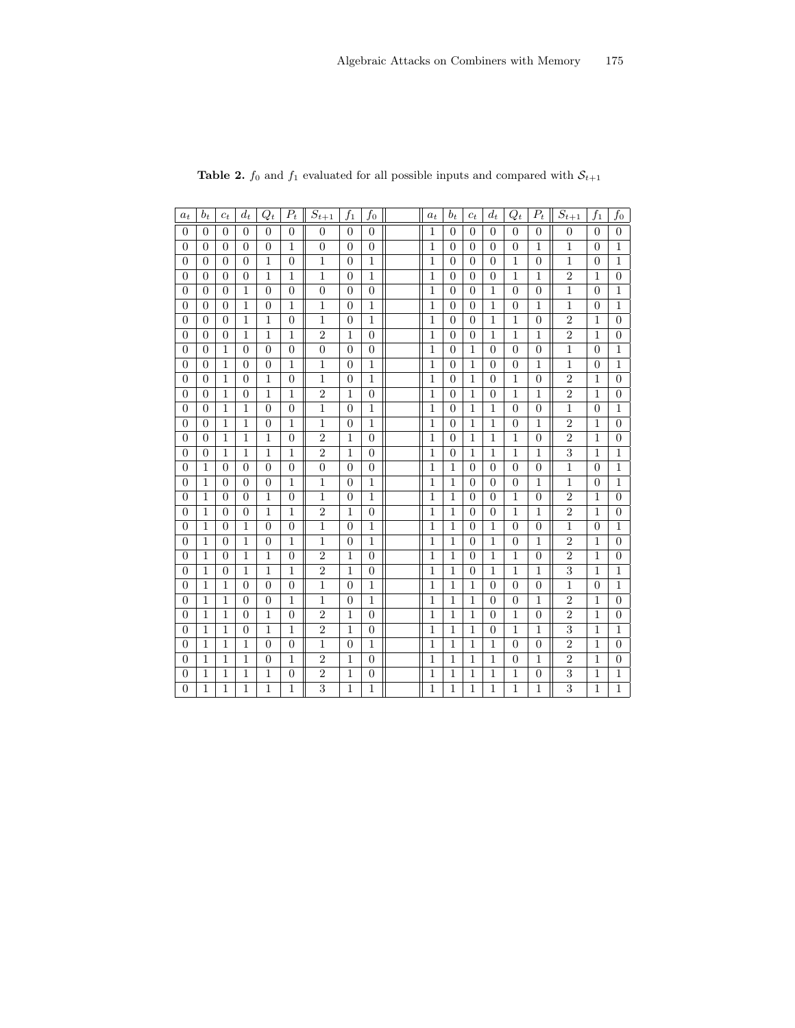**Table 2.** $f_0$ and $f_1$ evaluated for all possible inputs and compared with $\mathcal{S}_{t+1}$

| $a_t$ | $b_t$ | $c_t$ | $d_t$ | $Q_t$ | $P_t$ | $S_{t+1}$ | $f_1$ | $f_0$ | | $a_t$ | $b_t$ | $c_t$ | $d_t$ | $Q_t$ | $P_t$ | $S_{t+1}$ | $f_1$ | $f_0$ |
|---|---|---|---|---|---|---|---|---|---|---|---|---|---|---|---|---|---|---|
| 0 | 0 | 0 | 0 | 0 | 0 | 0 | 0 | 0 | | 1 | 0 | 0 | 0 | 0 | 0 | 0 | 0 | 0 |
| 0 | 0 | 0 | 0 | 0 | 1 | 0 | 0 | 0 | | 1 | 0 | 0 | 0 | 0 | 1 | 1 | 0 | 1 |
| 0 | 0 | 0 | 0 | 1 | 0 | 1 | 0 | 1 | | 1 | 0 | 0 | 0 | 1 | 0 | 1 | 0 | 1 |
| 0 | 0 | 0 | 0 | 1 | 1 | 1 | 0 | 1 | | 1 | 0 | 0 | 0 | 1 | 1 | 2 | 1 | 0 |
| 0 | 0 | 0 | 1 | 0 | 0 | 0 | 0 | 0 | | 1 | 0 | 0 | 1 | 0 | 0 | 1 | 0 | 1 |
| 0 | 0 | 0 | 1 | 0 | 1 | 1 | 0 | 1 | | 1 | 0 | 0 | 1 | 0 | 1 | 1 | 0 | 1 |
| 0 | 0 | 0 | 1 | 1 | 0 | 1 | 0 | 1 | | 1 | 0 | 0 | 1 | 1 | 0 | 2 | 1 | 0 |
| 0 | 0 | 0 | 1 | 1 | 1 | 2 | 1 | 0 | | 1 | 0 | 0 | 1 | 1 | 1 | 2 | 1 | 0 |
| 0 | 0 | 1 | 0 | 0 | 0 | 0 | 0 | 0 | | 1 | 0 | 1 | 0 | 0 | 0 | 1 | 0 | 1 |
| 0 | 0 | 1 | 0 | 0 | 1 | 1 | 0 | 1 | | 1 | 0 | 1 | 0 | 0 | 1 | 1 | 0 | 1 |
| 0 | 0 | 1 | 0 | 1 | 0 | 1 | 0 | 1 | | 1 | 0 | 1 | 0 | 1 | 0 | 2 | 1 | 0 |
| 0 | 0 | 1 | 0 | 1 | 1 | 2 | 1 | 0 | | 1 | 0 | 1 | 0 | 1 | 1 | 2 | 1 | 0 |
| 0 | 0 | 1 | 1 | 0 | 0 | 1 | 0 | 1 | | 1 | 0 | 1 | 1 | 0 | 0 | 1 | 0 | 1 |
| 0 | 0 | 1 | 1 | 0 | 1 | 1 | 0 | 1 | | 1 | 0 | 1 | 1 | 0 | 1 | 2 | 1 | 0 |
| 0 | 0 | 1 | 1 | 1 | 0 | 2 | 1 | 0 | | 1 | 0 | 1 | 1 | 1 | 0 | 2 | 1 | 0 |
| 0 | 0 | 1 | 1 | 1 | 1 | 2 | 1 | 0 | | 1 | 0 | 1 | 1 | 1 | 1 | 3 | 1 | 1 |
| 0 | 1 | 0 | 0 | 0 | 0 | 0 | 0 | 0 | | 1 | 1 | 0 | 0 | 0 | 0 | 1 | 0 | 1 |
| 0 | 1 | 0 | 0 | 0 | 1 | 1 | 0 | 1 | | 1 | 1 | 0 | 0 | 0 | 1 | 1 | 0 | 1 |
| 0 | 1 | 0 | 0 | 1 | 0 | 1 | 0 | 1 | | 1 | 1 | 0 | 0 | 1 | 0 | 2 | 1 | 0 |
| 0 | 1 | 0 | 0 | 1 | 1 | 2 | 1 | 0 | | 1 | 1 | 0 | 0 | 1 | 1 | 2 | 1 | 0 |
| 0 | 1 | 0 | 1 | 0 | 0 | 1 | 0 | 1 | | 1 | 1 | 0 | 1 | 0 | 0 | 1 | 0 | 1 |
| 0 | 1 | 0 | 1 | 0 | 1 | 1 | 0 | 1 | | 1 | 1 | 0 | 1 | 0 | 1 | 2 | 1 | 0 |
| 0 | 1 | 0 | 1 | 1 | 0 | 2 | 1 | 0 | | 1 | 1 | 0 | 1 | 1 | 0 | 2 | 1 | 0 |
| 0 | 1 | 0 | 1 | 1 | 1 | 2 | 1 | 0 | | 1 | 1 | 0 | 1 | 1 | 1 | 3 | 1 | 1 |
| 0 | 1 | 1 | 0 | 0 | 0 | 1 | 0 | 1 | | 1 | 1 | 1 | 0 | 0 | 0 | 1 | 0 | 1 |
| 0 | 1 | 1 | 0 | 0 | 1 | 1 | 0 | 1 | | 1 | 1 | 1 | 0 | 0 | 1 | 2 | 1 | 0 |
| 0 | 1 | 1 | 0 | 1 | 0 | 2 | 1 | 0 | | 1 | 1 | 1 | 0 | 1 | 0 | 2 | 1 | 0 |
| 0 | 1 | 1 | 0 | 1 | 1 | 2 | 1 | 0 | | 1 | 1 | 1 | 0 | 1 | 1 | 3 | 1 | 1 |
| 0 | 1 | 1 | 1 | 0 | 0 | 1 | 0 | 1 | | 1 | 1 | 1 | 1 | 0 | 0 | 2 | 1 | 0 |
| 0 | 1 | 1 | 1 | 0 | 1 | 2 | 1 | 0 | | 1 | 1 | 1 | 1 | 0 | 1 | 2 | 1 | 0 |
| 0 | 1 | 1 | 1 | 1 | 0 | 2 | 1 | 0 | | 1 | 1 | 1 | 1 | 1 | 0 | 3 | 1 | 1 |
| 0 | 1 | 1 | 1 | 1 | 1 | 3 | 1 | 1 | | 1 | 1 | 1 | 1 | 1 | 1 | 3 | 1 | 1 |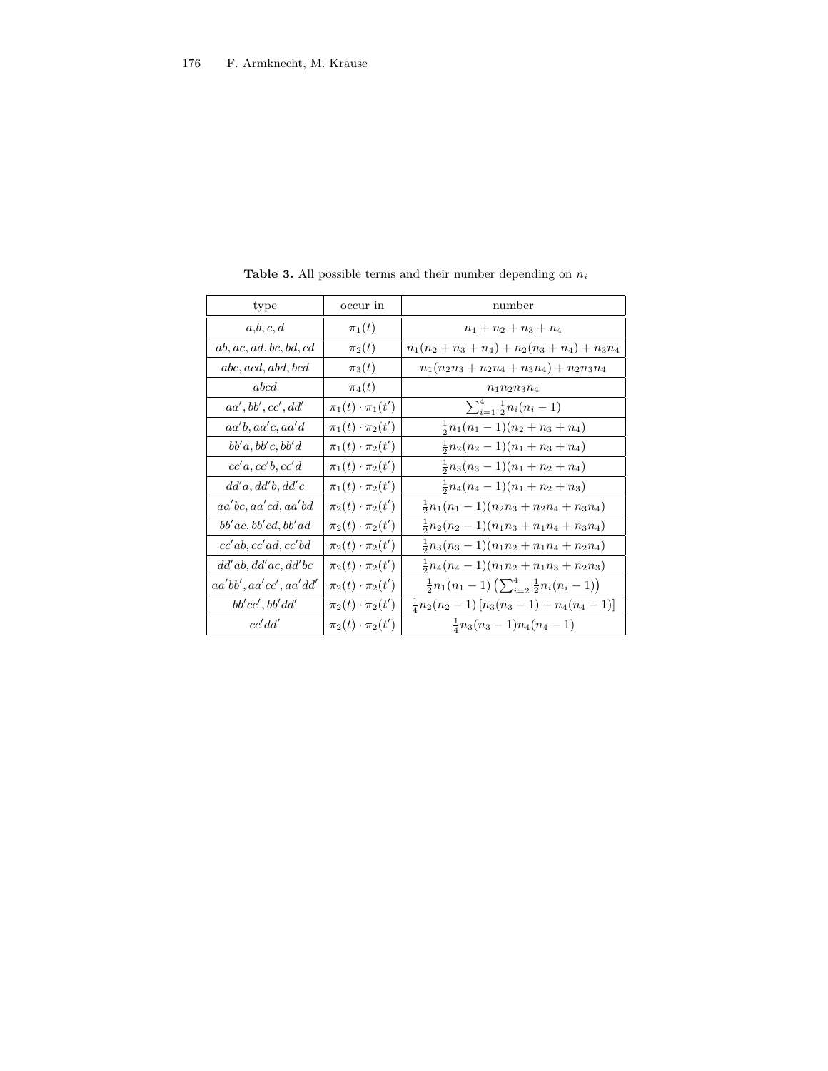**Table 3.** All possible terms and their number depending on $n_i$

| type | occur in | number |
|---|---|---|
| $a$,$b$, $c$, $d$ | $\pi_1(t)$ | $n_1 + n_2 + n_3 + n_4$ |
| $ab, ac, ad, bc, bd, cd$ | $\pi_2(t)$ | $n_1(n_2 + n_3 + n_4) + n_2(n_3 + n_4) + n_3 n_4$ |
| $abc, acd, abd, bcd$ | $\pi_3(t)$ | $n_1(n_2 n_3 + n_2 n_4 + n_3 n_4) + n_2 n_3 n_4$ |
| $abcd$ | $\pi_4(t)$ | $n_1 n_2 n_3 n_4$ |
| $aa', bb', cc', dd'$ | $\pi_1(t) \cdot \pi_1(t')$ | $\sum_{i=1}^{4} \frac{1}{2} n_i(n_i - 1)$ |
| $aa'b, aa'c, aa'd$ | $\pi_1(t) \cdot \pi_2(t')$ | $\frac{1}{2} n_1(n_1 - 1)(n_2 + n_3 + n_4)$ |
| $bb'a, bb'c, bb'd$ | $\pi_1(t) \cdot \pi_2(t')$ | $\frac{1}{2} n_2(n_2 - 1)(n_1 + n_3 + n_4)$ |
| $cc'a, cc'b, cc'd$ | $\pi_1(t) \cdot \pi_2(t')$ | $\frac{1}{2} n_3(n_3 - 1)(n_1 + n_2 + n_4)$ |
| $dd'a, dd'b, dd'c$ | $\pi_1(t) \cdot \pi_2(t')$ | $\frac{1}{2} n_4(n_4 - 1)(n_1 + n_2 + n_3)$ |
| $aa'bc, aa'cd, aa'bd$ | $\pi_2(t) \cdot \pi_2(t')$ | $\frac{1}{2} n_1(n_1 - 1)(n_2 n_3 + n_2 n_4 + n_3 n_4)$ |
| $bb'ac, bb'cd, bb'ad$ | $\pi_2(t) \cdot \pi_2(t')$ | $\frac{1}{2} n_2(n_2 - 1)(n_1 n_3 + n_1 n_4 + n_3 n_4)$ |
| $cc'ab, cc'ad, cc'bd$ | $\pi_2(t) \cdot \pi_2(t')$ | $\frac{1}{2} n_3(n_3 - 1)(n_1 n_2 + n_1 n_4 + n_2 n_4)$ |
| $dd'ab, dd'ac, dd'bc$ | $\pi_2(t) \cdot \pi_2(t')$ | $\frac{1}{2} n_4(n_4 - 1)(n_1 n_2 + n_1 n_3 + n_2 n_3)$ |
| $aa'bb', aa'cc', aa'dd'$ | $\pi_2(t) \cdot \pi_2(t')$ | $\frac{1}{2} n_1(n_1 - 1) \left( \sum_{i=2}^{4} \frac{1}{2} n_i(n_i - 1) \right)$ |
| $bb'cc', bb'dd'$ | $\pi_2(t) \cdot \pi_2(t')$ | $\frac{1}{4} n_2(n_2 - 1) \left[ n_3(n_3 - 1) + n_4(n_4 - 1) \right]$ |
| $cc'dd'$ | $\pi_2(t) \cdot \pi_2(t')$ | $\frac{1}{4} n_3(n_3 - 1) n_4(n_4 - 1)$ |